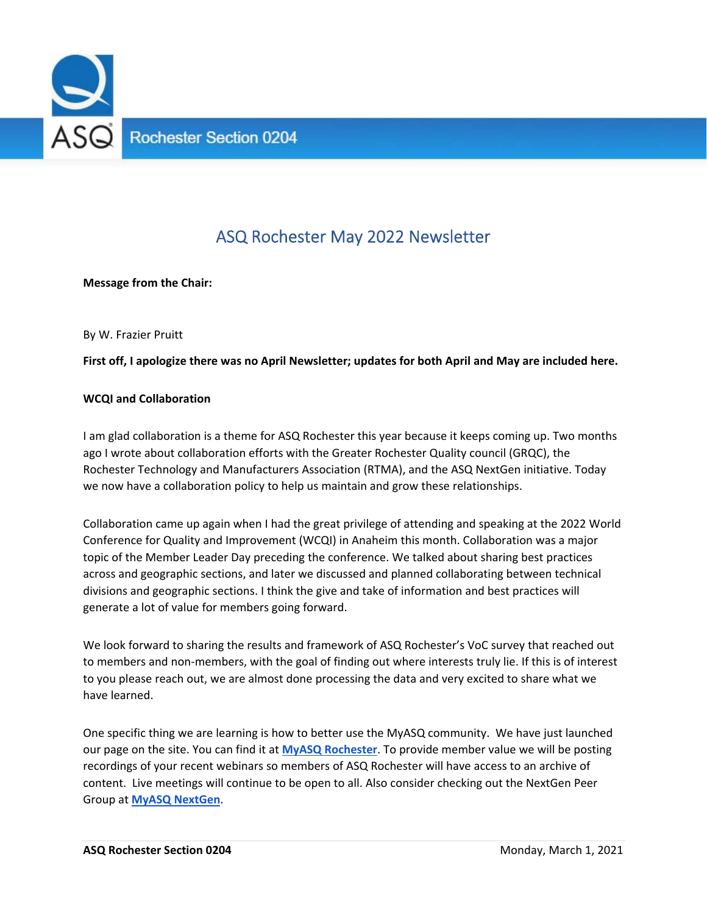# ASQ Rochester May 2022 Newsletter

**Message from the Chair:**

By W. Frazier Pruitt

**First off, I apologize there was no April Newsletter; updates for both April and May are included here.**

**WCQI and Collaboration**

I am glad collaboration is a theme for ASQ Rochester this year because it keeps coming up. Two months ago I wrote about collaboration efforts with the Greater Rochester Quality council (GRQC), the Rochester Technology and Manufacturers Association (RTMA), and the ASQ NextGen initiative. Today we now have a collaboration policy to help us maintain and grow these relationships.

Collaboration came up again when I had the great privilege of attending and speaking at the 2022 World Conference for Quality and Improvement (WCQI) in Anaheim this month. Collaboration was a major topic of the Member Leader Day preceding the conference. We talked about sharing best practices across and geographic sections, and later we discussed and planned collaborating between technical divisions and geographic sections. I think the give and take of information and best practices will generate a lot of value for members going forward.

We look forward to sharing the results and framework of ASQ Rochester's VoC survey that reached out to members and non-members, with the goal of finding out where interests truly lie. If this is of interest to you please reach out, we are almost done processing the data and very excited to share what we have learned.

One specific thing we are learning is how to better use the MyASQ community. We have just launched our page on the site. You can find it at **MyASQ Rochester**. To provide member value we will be posting recordings of your recent webinars so members of ASQ Rochester will have access to an archive of content. Live meetings will continue to be open to all. Also consider checking out the NextGen Peer Group at **MyASQ NextGen**.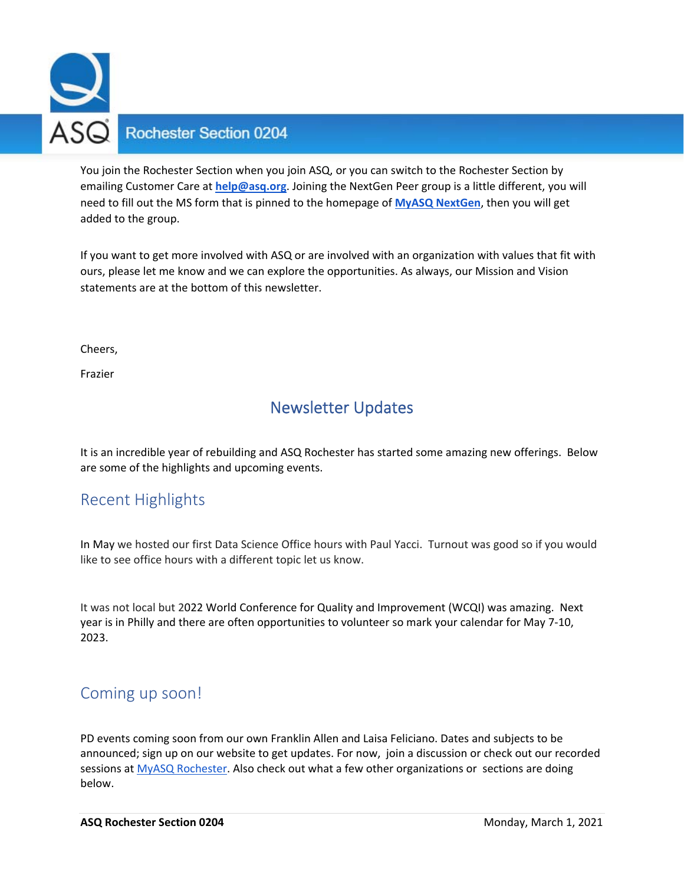You join the Rochester Section when you join ASQ, or you can switch to the Rochester Section by emailing Customer Care at **help@asq.org**. Joining the NextGen Peer group is a little different, you will need to fill out the MS form that is pinned to the homepage of **MyASQ NextGen**, then you will get added to the group.

If you want to get more involved with ASQ or are involved with an organization with values that fit with ours, please let me know and we can explore the opportunities. As always, our Mission and Vision statements are at the bottom of this newsletter.

Cheers,

Frazier

# Newsletter Updates

It is an incredible year of rebuilding and ASQ Rochester has started some amazing new offerings. Below are some of the highlights and upcoming events.

## Recent Highlights

In May we hosted our first Data Science Office hours with Paul Yacci. Turnout was good so if you would like to see office hours with a different topic let us know.

It was not local but 2022 World Conference for Quality and Improvement (WCQI) was amazing. Next year is in Philly and there are often opportunities to volunteer so mark your calendar for May 7-10, 2023.

## Coming up soon!

PD events coming soon from our own Franklin Allen and Laisa Feliciano. Dates and subjects to be announced; sign up on our website to get updates. For now, join a discussion or check out our recorded sessions at MyASQ Rochester. Also check out what a few other organizations or sections are doing below.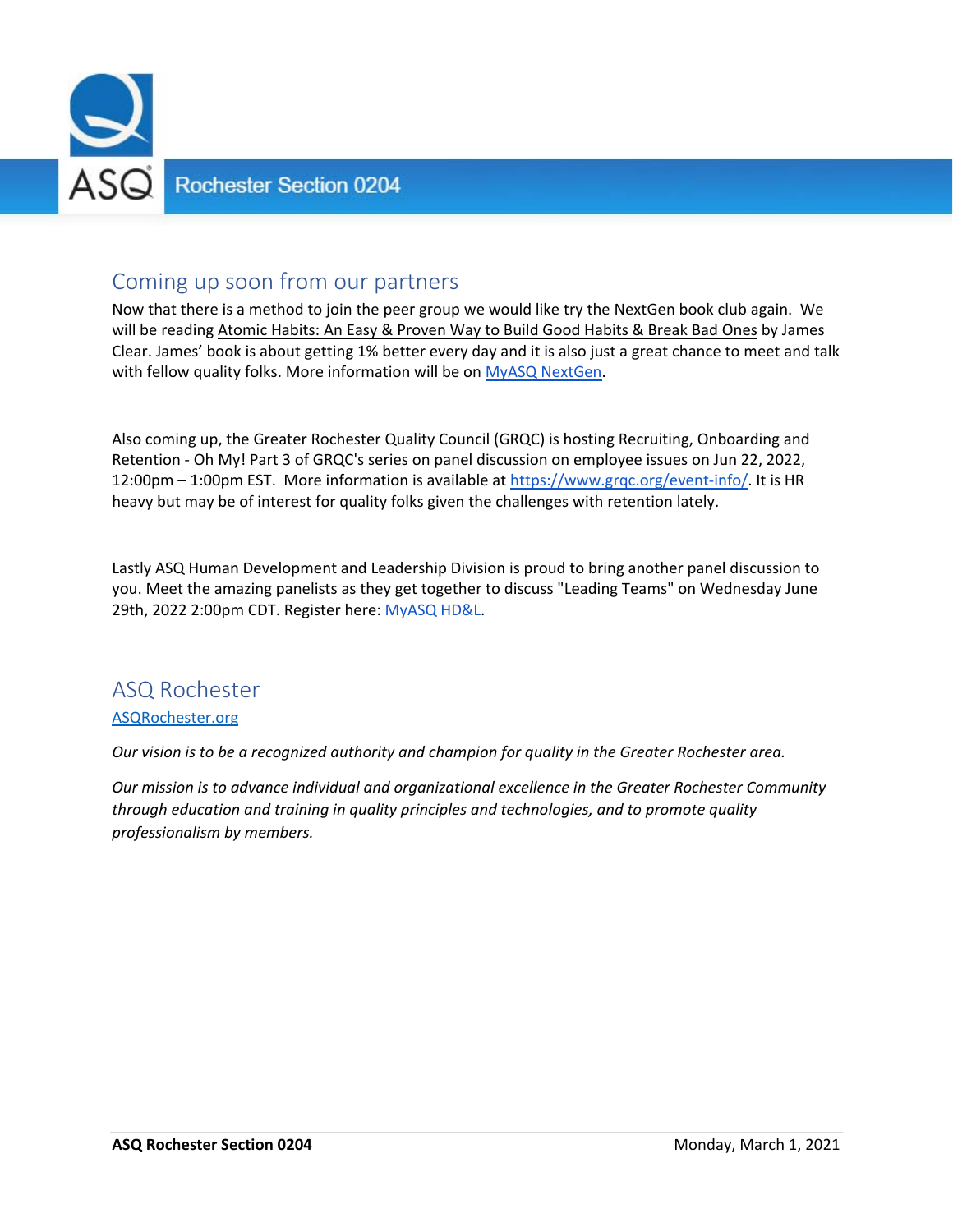## Coming up soon from our partners

Now that there is a method to join the peer group we would like try the NextGen book club again. We will be reading Atomic Habits: An Easy & Proven Way to Build Good Habits & Break Bad Ones by James Clear. James' book is about getting 1% better every day and it is also just a great chance to meet and talk with fellow quality folks. More information will be on [MyASQ NextGen](MyASQ NextGen).

Also coming up, the Greater Rochester Quality Council (GRQC) is hosting Recruiting, Onboarding and Retention - Oh My! Part 3 of GRQC's series on panel discussion on employee issues on Jun 22, 2022, 12:00pm – 1:00pm EST. More information is available at https://www.grqc.org/event-info/. It is HR heavy but may be of interest for quality folks given the challenges with retention lately.

Lastly ASQ Human Development and Leadership Division is proud to bring another panel discussion to you. Meet the amazing panelists as they get together to discuss "Leading Teams" on Wednesday June 29th, 2022 2:00pm CDT. Register here: MyASQ HD&L.

## ASQ Rochester

ASQRochester.org

*Our vision is to be a recognized authority and champion for quality in the Greater Rochester area.*

*Our mission is to advance individual and organizational excellence in the Greater Rochester Community through education and training in quality principles and technologies, and to promote quality professionalism by members.*